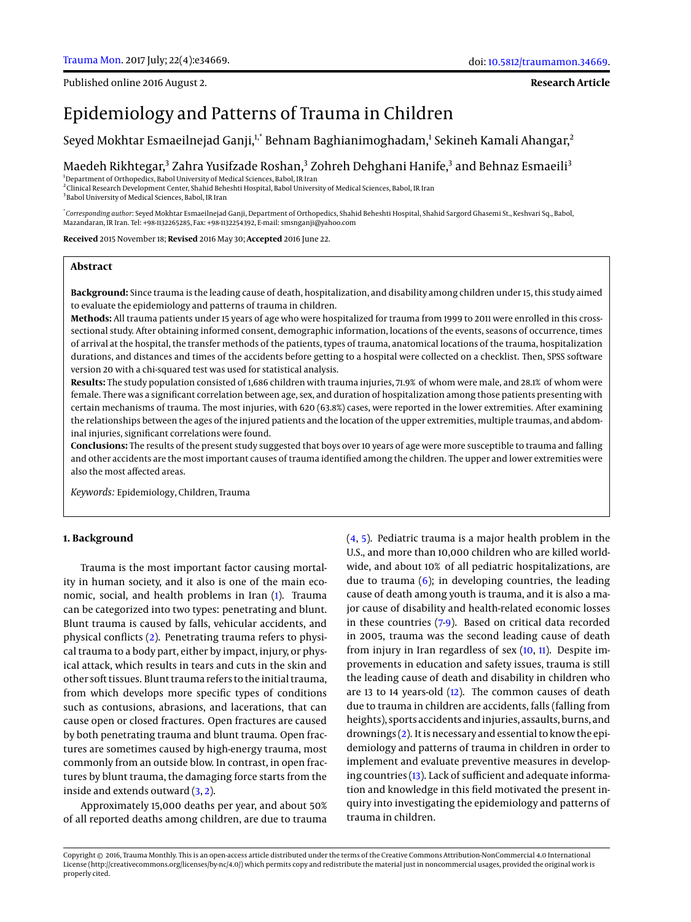Published online 2016 August 2.

**Research Article**

# Epidemiology and Patterns of Trauma in Children

Seyed Mokhtar Esmaeilnejad Ganji,[1,*] Behnam Baghianimoghadam,[1] Sekineh Kamali Ahangar,[2] Maedeh Rikhtegar,[3] Zahra Yusifzade Roshan,[3] Zohreh Dehghani Hanife,[3] and Behnaz Esmaeili[3]

[1]Department of Orthopedics, Babol University of Medical Sciences, Babol, IR Iran
[2]Clinical Research Development Center, Shahid Beheshti Hospital, Babol University of Medical Sciences, Babol, IR Iran
[3]Babol University of Medical Sciences, Babol, IR Iran

[*]*Corresponding author*: Seyed Mokhtar Esmaeilnejad Ganji, Department of Orthopedics, Shahid Beheshti Hospital, Shahid Sargord Ghasemi St., Keshvari Sq., Babol, Mazandaran, IR Iran. Tel: +98-1132265285, Fax: +98-1132254392, E-mail: smsnganji@yahoo.com

**Received** 2015 November 18; **Revised** 2016 May 30; **Accepted** 2016 June 22.

## Abstract

**Background:** Since trauma is the leading cause of death, hospitalization, and disability among children under 15, this study aimed to evaluate the epidemiology and patterns of trauma in children.

**Methods:** All trauma patients under 15 years of age who were hospitalized for trauma from 1999 to 2011 were enrolled in this cross-sectional study. After obtaining informed consent, demographic information, locations of the events, seasons of occurrence, times of arrival at the hospital, the transfer methods of the patients, types of trauma, anatomical locations of the trauma, hospitalization durations, and distances and times of the accidents before getting to a hospital were collected on a checklist. Then, SPSS software version 20 with a chi-squared test was used for statistical analysis.

**Results:** The study population consisted of 1,686 children with trauma injuries, 71.9% of whom were male, and 28.1% of whom were female. There was a significant correlation between age, sex, and duration of hospitalization among those patients presenting with certain mechanisms of trauma. The most injuries, with 620 (63.8%) cases, were reported in the lower extremities. After examining the relationships between the ages of the injured patients and the location of the upper extremities, multiple traumas, and abdominal injuries, significant correlations were found.

**Conclusions:** The results of the present study suggested that boys over 10 years of age were more susceptible to trauma and falling and other accidents are the most important causes of trauma identified among the children. The upper and lower extremities were also the most affected areas.

*Keywords:* Epidemiology, Children, Trauma

## 1. Background

Trauma is the most important factor causing mortality in human society, and it also is one of the main economic, social, and health problems in Iran (1). Trauma can be categorized into two types: penetrating and blunt. Blunt trauma is caused by falls, vehicular accidents, and physical conflicts (2). Penetrating trauma refers to physical trauma to a body part, either by impact, injury, or physical attack, which results in tears and cuts in the skin and other soft tissues. Blunt trauma refers to the initial trauma, from which develops more specific types of conditions such as contusions, abrasions, and lacerations, that can cause open or closed fractures. Open fractures are caused by both penetrating trauma and blunt trauma. Open fractures are sometimes caused by high-energy trauma, most commonly from an outside blow. In contrast, in open fractures by blunt trauma, the damaging force starts from the inside and extends outward (3, 2).

Approximately 15,000 deaths per year, and about 50% of all reported deaths among children, are due to trauma (4, 5). Pediatric trauma is a major health problem in the U.S., and more than 10,000 children who are killed worldwide, and about 10% of all pediatric hospitalizations, are due to trauma (6); in developing countries, the leading cause of death among youth is trauma, and it is also a major cause of disability and health-related economic losses in these countries (7-9). Based on critical data recorded in 2005, trauma was the second leading cause of death from injury in Iran regardless of sex (10, 11). Despite improvements in education and safety issues, trauma is still the leading cause of death and disability in children who are 13 to 14 years-old (12). The common causes of death due to trauma in children are accidents, falls (falling from heights), sports accidents and injuries, assaults, burns, and drownings (2). It is necessary and essential to know the epidemiology and patterns of trauma in children in order to implement and evaluate preventive measures in developing countries (13). Lack of sufficient and adequate information and knowledge in this field motivated the present inquiry into investigating the epidemiology and patterns of trauma in children.

Copyright © 2016, Trauma Monthly. This is an open-access article distributed under the terms of the Creative Commons Attribution-NonCommercial 4.0 International License (http://creativecommons.org/licenses/by-nc/4.0/) which permits copy and redistribute the material just in noncommercial usages, provided the original work is properly cited.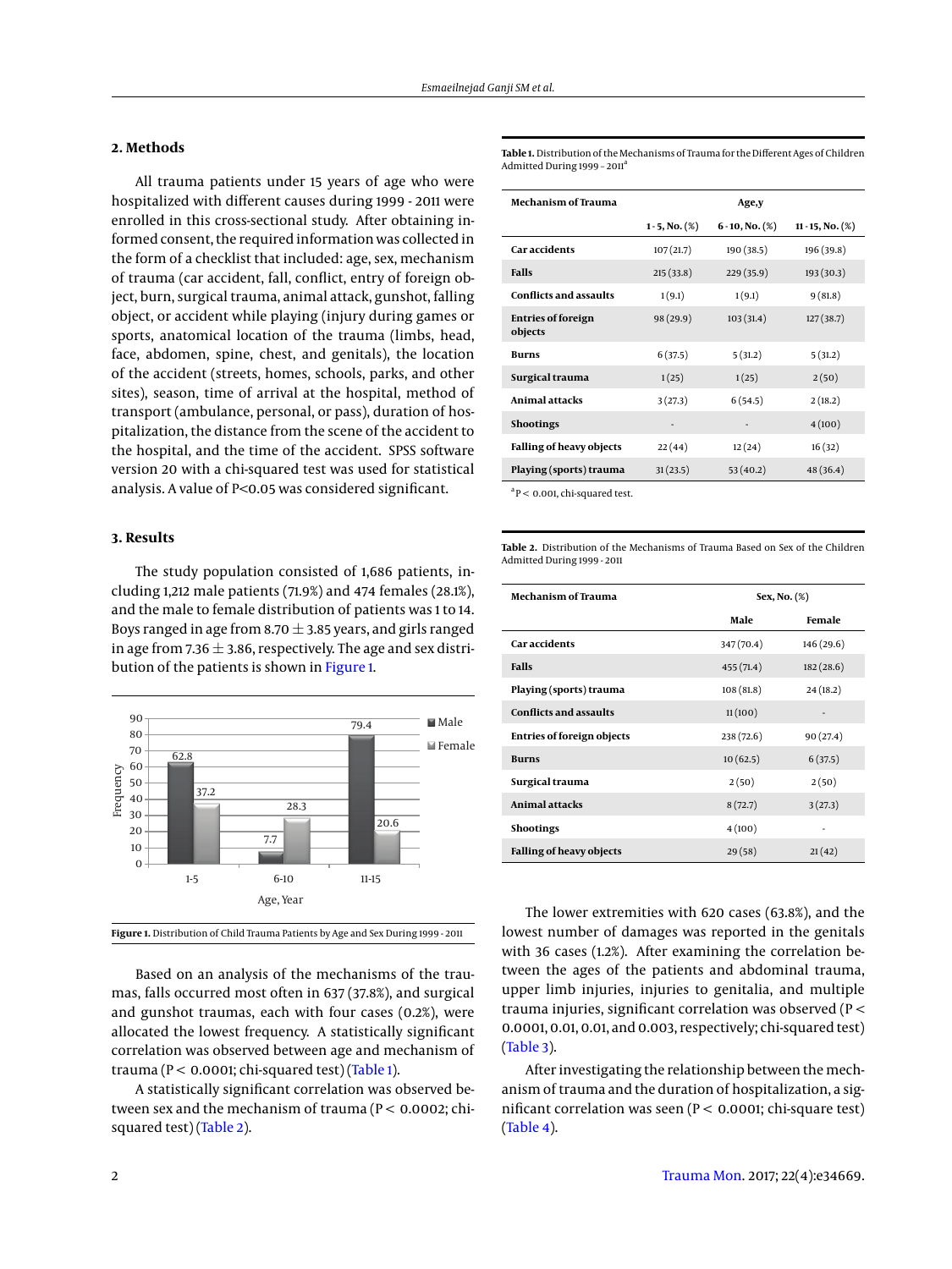## 2. Methods

All trauma patients under 15 years of age who were hospitalized with different causes during 1999 - 2011 were enrolled in this cross-sectional study. After obtaining informed consent, the required information was collected in the form of a checklist that included: age, sex, mechanism of trauma (car accident, fall, conflict, entry of foreign object, burn, surgical trauma, animal attack, gunshot, falling object, or accident while playing (injury during games or sports, anatomical location of the trauma (limbs, head, face, abdomen, spine, chest, and genitals), the location of the accident (streets, homes, schools, parks, and other sites), season, time of arrival at the hospital, method of transport (ambulance, personal, or pass), duration of hospitalization, the distance from the scene of the accident to the hospital, and the time of the accident. SPSS software version 20 with a chi-squared test was used for statistical analysis. A value of P<0.05 was considered significant.

## 3. Results

The study population consisted of 1,686 patients, including 1,212 male patients (71.9%) and 474 females (28.1%), and the male to female distribution of patients was 1 to 14. Boys ranged in age from 8.70 ± 3.85 years, and girls ranged in age from 7.36 ± 3.86, respectively. The age and sex distribution of the patients is shown in Figure 1.

| Age, Year | Male | Female |
|---|---|---|
| 1-5 | 62.8 | 37.2 |
| 6-10 | 7.7 | 28.3 |
| 11-15 | 79.4 | 20.6 |

**Figure 1.** Distribution of Child Trauma Patients by Age and Sex During 1999 - 2011

Based on an analysis of the mechanisms of the traumas, falls occurred most often in 637 (37.8%), and surgical and gunshot traumas, each with four cases (0.2%), were allocated the lowest frequency. A statistically significant correlation was observed between age and mechanism of trauma (P < 0.0001; chi-squared test) (Table 1).

A statistically significant correlation was observed between sex and the mechanism of trauma (P < 0.0002; chi-squared test) (Table 2).

**Table 1.** Distribution of the Mechanisms of Trauma for the Different Ages of Children Admitted During 1999 - 2011[a]

| Mechanism of Trauma | Age,y | | |
|---|---|---|---|
| | 1 - 5, No. (%) | 6 - 10, No. (%) | 11 - 15, No. (%) |
| Car accidents | 107 (21.7) | 190 (38.5) | 196 (39.8) |
| Falls | 215 (33.8) | 229 (35.9) | 193 (30.3) |
| Conflicts and assaults | 1 (9.1) | 1 (9.1) | 9 (81.8) |
| Entries of foreign objects | 98 (29.9) | 103 (31.4) | 127 (38.7) |
| Burns | 6 (37.5) | 5 (31.2) | 5 (31.2) |
| Surgical trauma | 1 (25) | 1 (25) | 2 (50) |
| Animal attacks | 3 (27.3) | 6 (54.5) | 2 (18.2) |
| Shootings | - | - | 4 (100) |
| Falling of heavy objects | 22 (44) | 12 (24) | 16 (32) |
| Playing (sports) trauma | 31 (23.5) | 53 (40.2) | 48 (36.4) |

[a]P < 0.001, chi-squared test.

**Table 2.** Distribution of the Mechanisms of Trauma Based on Sex of the Children Admitted During 1999 - 2011

| Mechanism of Trauma | Sex, No. (%) | |
|---|---|---|
| | Male | Female |
| Car accidents | 347 (70.4) | 146 (29.6) |
| Falls | 455 (71.4) | 182 (28.6) |
| Playing (sports) trauma | 108 (81.8) | 24 (18.2) |
| Conflicts and assaults | 11 (100) | - |
| Entries of foreign objects | 238 (72.6) | 90 (27.4) |
| Burns | 10 (62.5) | 6 (37.5) |
| Surgical trauma | 2 (50) | 2 (50) |
| Animal attacks | 8 (72.7) | 3 (27.3) |
| Shootings | 4 (100) | - |
| Falling of heavy objects | 29 (58) | 21 (42) |

The lower extremities with 620 cases (63.8%), and the lowest number of damages was reported in the genitals with 36 cases (1.2%). After examining the correlation between the ages of the patients and abdominal trauma, upper limb injuries, injuries to genitalia, and multiple trauma injuries, significant correlation was observed (P < 0.0001, 0.01, 0.01, and 0.003, respectively; chi-squared test) (Table 3).

After investigating the relationship between the mechanism of trauma and the duration of hospitalization, a significant correlation was seen (P < 0.0001; chi-square test) (Table 4).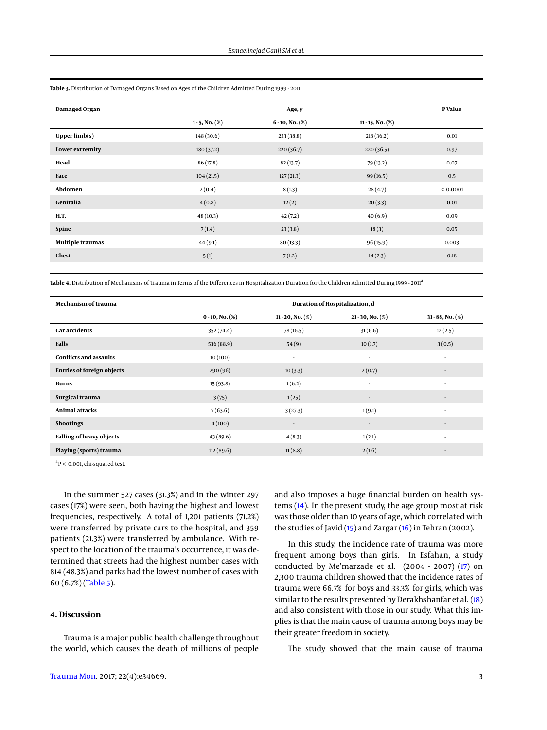**Table 3.** Distribution of Damaged Organs Based on Ages of the Children Admitted During 1999 - 2011

| Damaged Organ | Age, y | | | P Value |
|---|---|---|---|---|
| | 1 - 5, No. (%) | 6 - 10, No. (%) | 11 - 15, No. (%) | |
| **Upper limb(s)** | 148 (30.6) | 233 (38.8) | 218 (36.2) | 0.01 |
| **Lower extremity** | 180 (37.2) | 220 (36.7) | 220 (36.5) | 0.97 |
| **Head** | 86 (17.8) | 82 (13.7) | 79 (13.2) | 0.07 |
| **Face** | 104 (21.5) | 127 (21.3) | 99 (16.5) | 0.5 |
| **Abdomen** | 2 (0.4) | 8 (1.3) | 28 (4.7) | < 0.0001 |
| **Genitalia** | 4 (0.8) | 12 (2) | 20 (3.3) | 0.01 |
| **H.T.** | 48 (10.3) | 42 (7.2) | 40 (6.9) | 0.09 |
| **Spine** | 7 (1.4) | 23 (3.8) | 18 (3) | 0.05 |
| **Multiple traumas** | 44 (9.1) | 80 (13.3) | 96 (15.9) | 0.003 |
| **Chest** | 5 (1) | 7 (1.2) | 14 (2.3) | 0.18 |

**Table 4.** Distribution of Mechanisms of Trauma in Terms of the Differences in Hospitalization Duration for the Children Admitted During 1999 - 2011[a]

| Mechanism of Trauma | Duration of Hospitalization, d | | | |
|---|---|---|---|---|
| | 0 - 10, No. (%) | 11 - 20, No. (%) | 21 - 30, No. (%) | 31 - 88, No. (%) |
| **Car accidents** | 352 (74.4) | 78 (16.5) | 31 (6.6) | 12 (2.5) |
| **Falls** | 536 (88.9) | 54 (9) | 10 (1.7) | 3 (0.5) |
| **Conflicts and assaults** | 10 (100) | - | - | - |
| **Entries of foreign objects** | 290 (96) | 10 (3.3) | 2 (0.7) | - |
| **Burns** | 15 (93.8) | 1 (6.2) | - | - |
| **Surgical trauma** | 3 (75) | 1 (25) | - | - |
| **Animal attacks** | 7 (63.6) | 3 (27.3) | 1 (9.1) | - |
| **Shootings** | 4 (100) | - | - | - |
| **Falling of heavy objects** | 43 (89.6) | 4 (8.3) | 1 (2.1) | - |
| **Playing (sports) trauma** | 112 (89.6) | 11 (8.8) | 2 (1.6) | - |

[a] $P < 0.001$, chi-squared test.

In the summer 527 cases (31.3%) and in the winter 297 cases (17%) were seen, both having the highest and lowest frequencies, respectively. A total of 1,201 patients (71.2%) were transferred by private cars to the hospital, and 359 patients (21.3%) were transferred by ambulance. With respect to the location of the trauma's occurrence, it was determined that streets had the highest number cases with 814 (48.3%) and parks had the lowest number of cases with 60 (6.7%) (Table 5).

## 4. Discussion

Trauma is a major public health challenge throughout the world, which causes the death of millions of people and also imposes a huge financial burden on health systems (14). In the present study, the age group most at risk was those older than 10 years of age, which correlated with the studies of Javid (15) and Zargar (16) in Tehran (2002).

In this study, the incidence rate of trauma was more frequent among boys than girls. In Esfahan, a study conducted by Me'marzade et al. (2004 - 2007) (17) on 2,300 trauma children showed that the incidence rates of trauma were 66.7% for boys and 33.3% for girls, which was similar to the results presented by Derakhshanfar et al. (18) and also consistent with those in our study. What this implies is that the main cause of trauma among boys may be their greater freedom in society.

The study showed that the main cause of trauma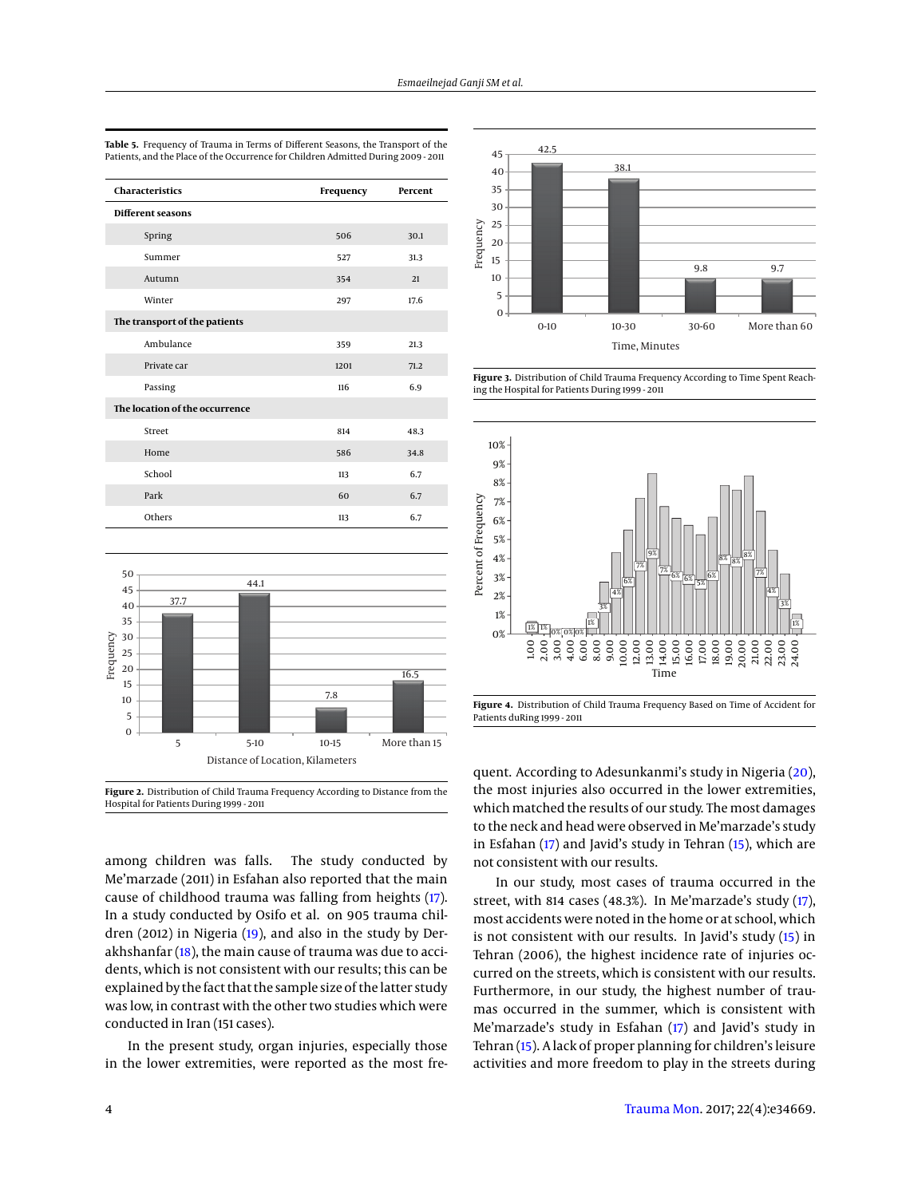**Table 5.** Frequency of Trauma in Terms of Different Seasons, the Transport of the Patients, and the Place of the Occurrence for Children Admitted During 2009 - 2011

| Characteristics | Frequency | Percent |
|---|---|---|
| **Different seasons** | | |
| Spring | 506 | 30.1 |
| Summer | 527 | 31.3 |
| Autumn | 354 | 21 |
| Winter | 297 | 17.6 |
| **The transport of the patients** | | |
| Ambulance | 359 | 21.3 |
| Private car | 1201 | 71.2 |
| Passing | 116 | 6.9 |
| **The location of the occurrence** | | |
| Street | 814 | 48.3 |
| Home | 586 | 34.8 |
| School | 113 | 6.7 |
| Park | 60 | 6.7 |
| Others | 113 | 6.7 |

**Figure 2.** Distribution of Child Trauma Frequency According to Distance from the Hospital for Patients During 1999 - 2011

**Figure 3.** Distribution of Child Trauma Frequency According to Time Spent Reaching the Hospital for Patients During 1999 - 2011

**Figure 4.** Distribution of Child Trauma Frequency Based on Time of Accident for Patients duRing 1999 - 2011

among children was falls. The study conducted by Me'marzade (2011) in Esfahan also reported that the main cause of childhood trauma was falling from heights (17). In a study conducted by Osifo et al. on 905 trauma children (2012) in Nigeria (19), and also in the study by Derakhshanfar (18), the main cause of trauma was due to accidents, which is not consistent with our results; this can be explained by the fact that the sample size of the latter study was low, in contrast with the other two studies which were conducted in Iran (151 cases).

In the present study, organ injuries, especially those in the lower extremities, were reported as the most frequent. According to Adesunkanmi's study in Nigeria (20), the most injuries also occurred in the lower extremities, which matched the results of our study. The most damages to the neck and head were observed in Me'marzade's study in Esfahan (17) and Javid's study in Tehran (15), which are not consistent with our results.

In our study, most cases of trauma occurred in the street, with 814 cases (48.3%). In Me'marzade's study (17), most accidents were noted in the home or at school, which is not consistent with our results. In Javid's study (15) in Tehran (2006), the highest incidence rate of injuries occurred on the streets, which is consistent with our results. Furthermore, in our study, the highest number of traumas occurred in the summer, which is consistent with Me'marzade's study in Esfahan (17) and Javid's study in Tehran (15). A lack of proper planning for children's leisure activities and more freedom to play in the streets during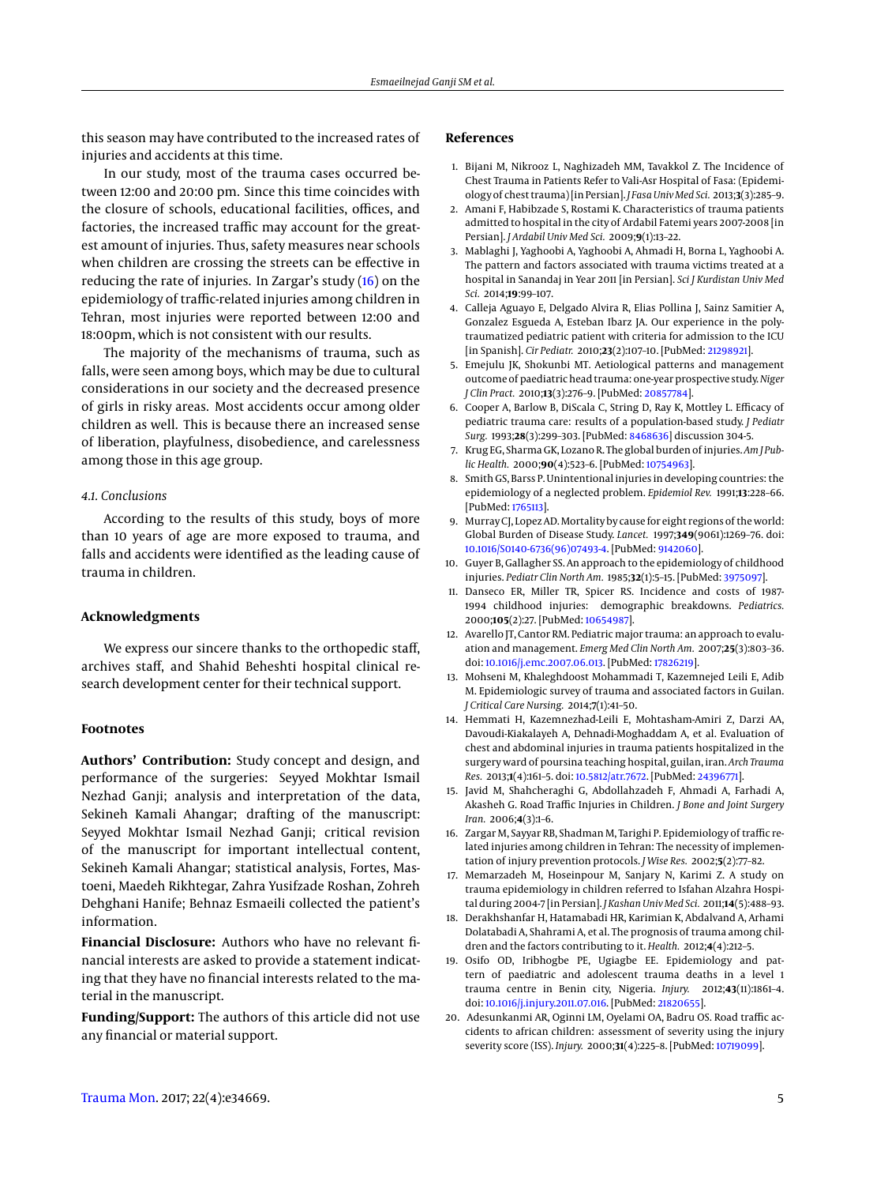this season may have contributed to the increased rates of injuries and accidents at this time.

In our study, most of the trauma cases occurred between 12:00 and 20:00 pm. Since this time coincides with the closure of schools, educational facilities, offices, and factories, the increased traffic may account for the greatest amount of injuries. Thus, safety measures near schools when children are crossing the streets can be effective in reducing the rate of injuries. In Zargar's study (16) on the epidemiology of traffic-related injuries among children in Tehran, most injuries were reported between 12:00 and 18:00pm, which is not consistent with our results.

The majority of the mechanisms of trauma, such as falls, were seen among boys, which may be due to cultural considerations in our society and the decreased presence of girls in risky areas. Most accidents occur among older children as well. This is because there an increased sense of liberation, playfulness, disobedience, and carelessness among those in this age group.

### 4.1. Conclusions

According to the results of this study, boys of more than 10 years of age are more exposed to trauma, and falls and accidents were identified as the leading cause of trauma in children.

## Acknowledgments

We express our sincere thanks to the orthopedic staff, archives staff, and Shahid Beheshti hospital clinical research development center for their technical support.

## Footnotes

**Authors' Contribution:** Study concept and design, and performance of the surgeries: Seyyed Mokhtar Ismail Nezhad Ganji; analysis and interpretation of the data, Sekineh Kamali Ahangar; drafting of the manuscript: Seyyed Mokhtar Ismail Nezhad Ganji; critical revision of the manuscript for important intellectual content, Sekineh Kamali Ahangar; statistical analysis, Fortes, Mastoeni, Maedeh Rikhtegar, Zahra Yusifzade Roshan, Zohreh Dehghani Hanife; Behnaz Esmaeili collected the patient's information.

**Financial Disclosure:** Authors who have no relevant financial interests are asked to provide a statement indicating that they have no financial interests related to the material in the manuscript.

**Funding/Support:** The authors of this article did not use any financial or material support.

## References

1. Bijani M, Nikrooz L, Naghizadeh MM, Tavakkol Z. The Incidence of Chest Trauma in Patients Refer to Vali-Asr Hospital of Fasa: (Epidemiology of chest trauma) [in Persian]. *J Fasa Univ Med Sci.* 2013;**3**(3):285–9.
2. Amani F, Habibzade S, Rostami K. Characteristics of trauma patients admitted to hospital in the city of Ardabil Fatemi years 2007-2008 [in Persian]. *J Ardabil Univ Med Sci.* 2009;**9**(1):13–22.
3. Mablaghi J, Yaghoobi A, Yaghoobi A, Ahmadi H, Borna L, Yaghoobi A. The pattern and factors associated with trauma victims treated at a hospital in Sanandaj in Year 2011 [in Persian]. *Sci J Kurdistan Univ Med Sci.* 2014;**19**:99–107.
4. Calleja Aguayo E, Delgado Alvira R, Elias Pollina J, Sainz Samitier A, Gonzalez Esgueda A, Esteban Ibarz JA. Our experience in the polytraumatized pediatric patient with criteria for admission to the ICU [in Spanish]. *Cir Pediatr.* 2010;**23**(2):107–10. [PubMed: 21298921].
5. Emejulu JK, Shokunbi MT. Aetiological patterns and management outcome of paediatric head trauma: one-year prospective study. *Niger J Clin Pract.* 2010;**13**(3):276–9. [PubMed: 20857784].
6. Cooper A, Barlow B, DiScala C, String D, Ray K, Mottley L. Efficacy of pediatric trauma care: results of a population-based study. *J Pediatr Surg.* 1993;**28**(3):299–303. [PubMed: 8468636] discussion 304-5.
7. Krug EG, Sharma GK, Lozano R. The global burden of injuries. *Am J Public Health.* 2000;**90**(4):523–6. [PubMed: 10754963].
8. Smith GS, Barss P. Unintentional injuries in developing countries: the epidemiology of a neglected problem. *Epidemiol Rev.* 1991;**13**:228–66. [PubMed: 1765113].
9. Murray CJ, Lopez AD. Mortality by cause for eight regions of the world: Global Burden of Disease Study. *Lancet.* 1997;**349**(9061):1269–76. doi: 10.1016/S0140-6736(96)07493-4. [PubMed: 9142060].
10. Guyer B, Gallagher SS. An approach to the epidemiology of childhood injuries. *Pediatr Clin North Am.* 1985;**32**(1):5–15. [PubMed: 3975097].
11. Danseco ER, Miller TR, Spicer RS. Incidence and costs of 1987-1994 childhood injuries: demographic breakdowns. *Pediatrics.* 2000;**105**(2):27. [PubMed: 10654987].
12. Avarello JT, Cantor RM. Pediatric major trauma: an approach to evaluation and management. *Emerg Med Clin North Am.* 2007;**25**(3):803–36. doi: 10.1016/j.emc.2007.06.013. [PubMed: 17826219].
13. Mohseni M, Khaleghdoost Mohammadi T, Kazemnejed Leili E, Adib M. Epidemiologic survey of trauma and associated factors in Guilan. *J Critical Care Nursing.* 2014;**7**(1):41–50.
14. Hemmati H, Kazemnezhad-Leili E, Mohtasham-Amiri Z, Darzi AA, Davoudi-Kiakalayeh A, Dehnadi-Moghaddam A, et al. Evaluation of chest and abdominal injuries in trauma patients hospitalized in the surgery ward of poursina teaching hospital, guilan, iran. *Arch Trauma Res.* 2013;**1**(4):161–5. doi: 10.5812/atr.7672. [PubMed: 24396771].
15. Javid M, Shahcheraghi G, Abdollahzadeh F, Ahmadi A, Farhadi A, Akasheh G. Road Traffic Injuries in Children. *J Bone and Joint Surgery Iran.* 2006;**4**(3):1–6.
16. Zargar M, Sayyar RB, Shadman M, Tarighi P. Epidemiology of traffic related injuries among children in Tehran: The necessity of implementation of injury prevention protocols. *J Wise Res.* 2002;**5**(2):77–82.
17. Memarzadeh M, Hoseinpour M, Sanjary N, Karimi Z. A study on trauma epidemiology in children referred to Isfahan Alzahra Hospital during 2004-7 [in Persian]. *J Kashan Univ Med Sci.* 2011;**14**(5):488–93.
18. Derakhshanfar H, Hatamabadi HR, Karimian K, Abdalvand A, Arhami Dolatabadi A, Shahrami A, et al. The prognosis of trauma among children and the factors contributing to it. *Health.* 2012;**4**(4):212–5.
19. Osifo OD, Iribhogbe PE, Ugiagbe EE. Epidemiology and pattern of paediatric and adolescent trauma deaths in a level 1 trauma centre in Benin city, Nigeria. *Injury.* 2012;**43**(11):1861–4. doi: 10.1016/j.injury.2011.07.016. [PubMed: 21820655].
20. Adesunkanmi AR, Oginni LM, Oyelami OA, Badru OS. Road traffic accidents to african children: assessment of severity using the injury severity score (ISS). *Injury.* 2000;**31**(4):225–8. [PubMed: 10719099].